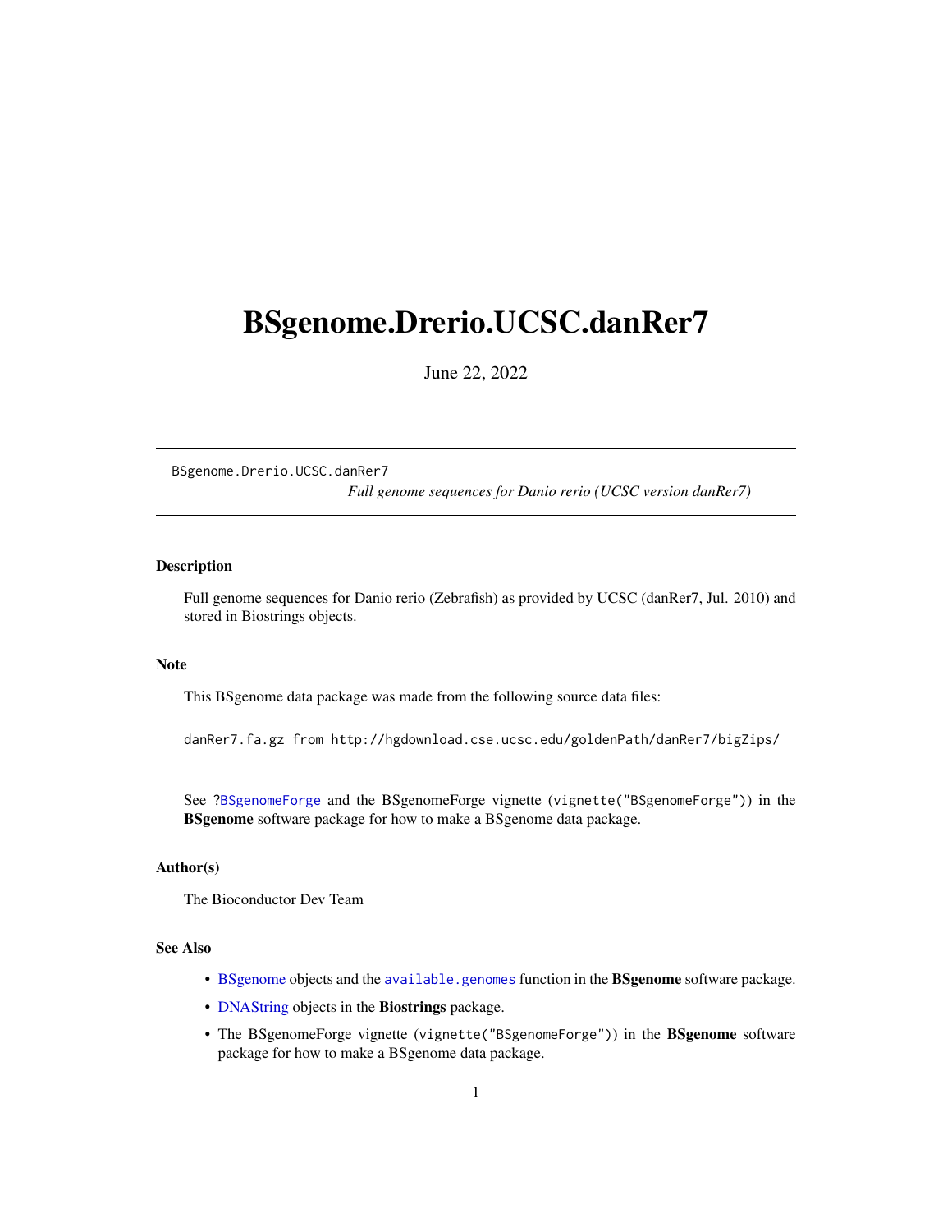# BSgenome.Drerio.UCSC.danRer7

June 22, 2022

---

`BSgenome.Drerio.UCSC.danRer7` *Full genome sequences for Danio rerio (UCSC version danRer7)*

---

## Description

Full genome sequences for Danio rerio (Zebrafish) as provided by UCSC (danRer7, Jul. 2010) and stored in Biostrings objects.

## Note

This BSgenome data package was made from the following source data files:

```
danRer7.fa.gz from http://hgdownload.cse.ucsc.edu/goldenPath/danRer7/bigZips/
```

See `?BSgenomeForge` and the BSgenomeForge vignette (`vignette("BSgenomeForge")`) in the **BSgenome** software package for how to make a BSgenome data package.

## Author(s)

The Bioconductor Dev Team

## See Also

- BSgenome objects and the `available.genomes` function in the **BSgenome** software package.
- DNAString objects in the **Biostrings** package.
- The BSgenomeForge vignette (`vignette("BSgenomeForge")`) in the **BSgenome** software package for how to make a BSgenome data package.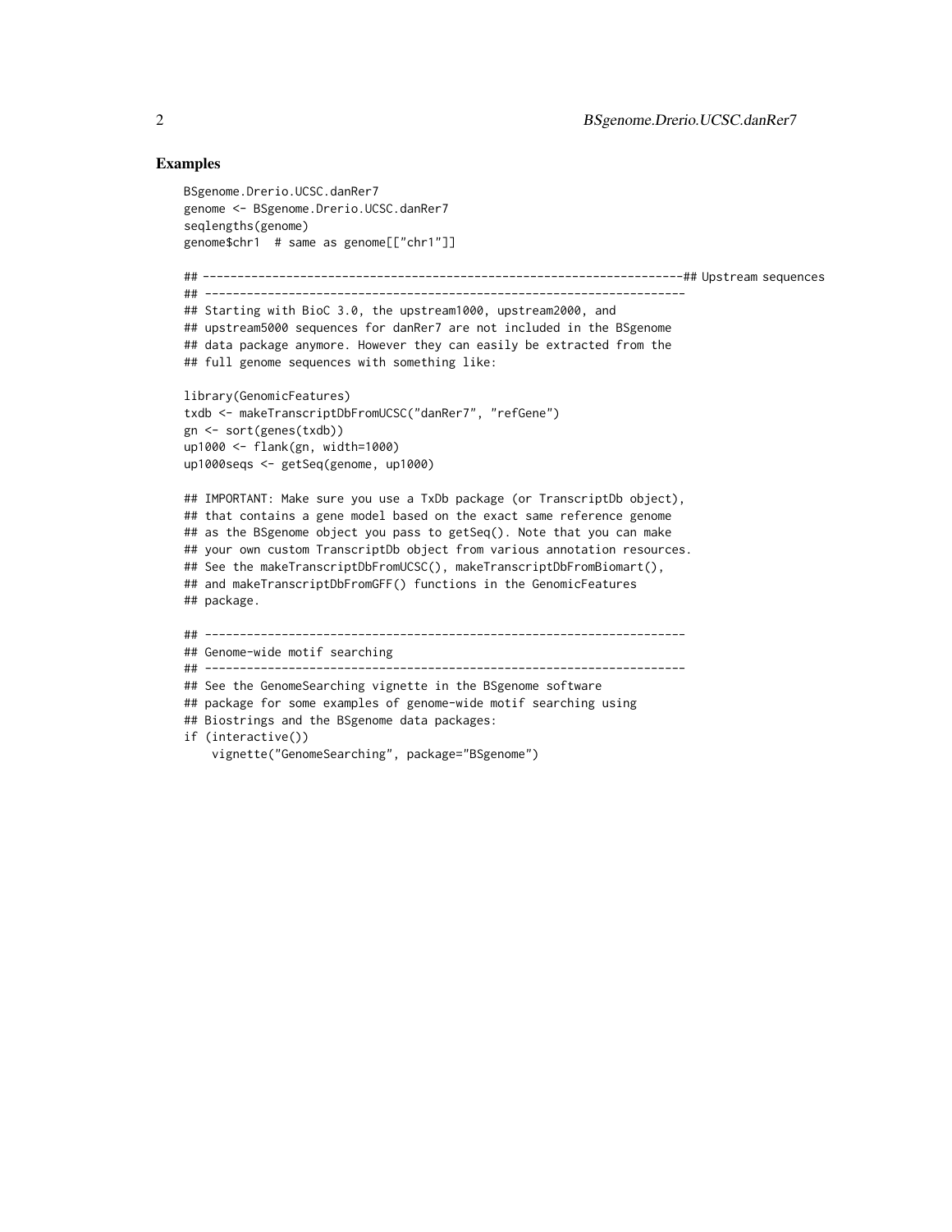### Examples

```
BSgenome.Drerio.UCSC.danRer7
genome <- BSgenome.Drerio.UCSC.danRer7
seqlengths(genome)
genome$chr1  # same as genome[["chr1"]]

## ---------------------------------------------------------------------## Upstream sequences
## ---------------------------------------------------------------------
## Starting with BioC 3.0, the upstream1000, upstream2000, and
## upstream5000 sequences for danRer7 are not included in the BSgenome
## data package anymore. However they can easily be extracted from the
## full genome sequences with something like:

library(GenomicFeatures)
txdb <- makeTranscriptDbFromUCSC("danRer7", "refGene")
gn <- sort(genes(txdb))
up1000 <- flank(gn, width=1000)
up1000seqs <- getSeq(genome, up1000)

## IMPORTANT: Make sure you use a TxDb package (or TranscriptDb object),
## that contains a gene model based on the exact same reference genome
## as the BSgenome object you pass to getSeq(). Note that you can make
## your own custom TranscriptDb object from various annotation resources.
## See the makeTranscriptDbFromUCSC(), makeTranscriptDbFromBiomart(),
## and makeTranscriptDbFromGFF() functions in the GenomicFeatures
## package.

## ---------------------------------------------------------------------
## Genome-wide motif searching
## ---------------------------------------------------------------------
## See the GenomeSearching vignette in the BSgenome software
## package for some examples of genome-wide motif searching using
## Biostrings and the BSgenome data packages:
if (interactive())
    vignette("GenomeSearching", package="BSgenome")
```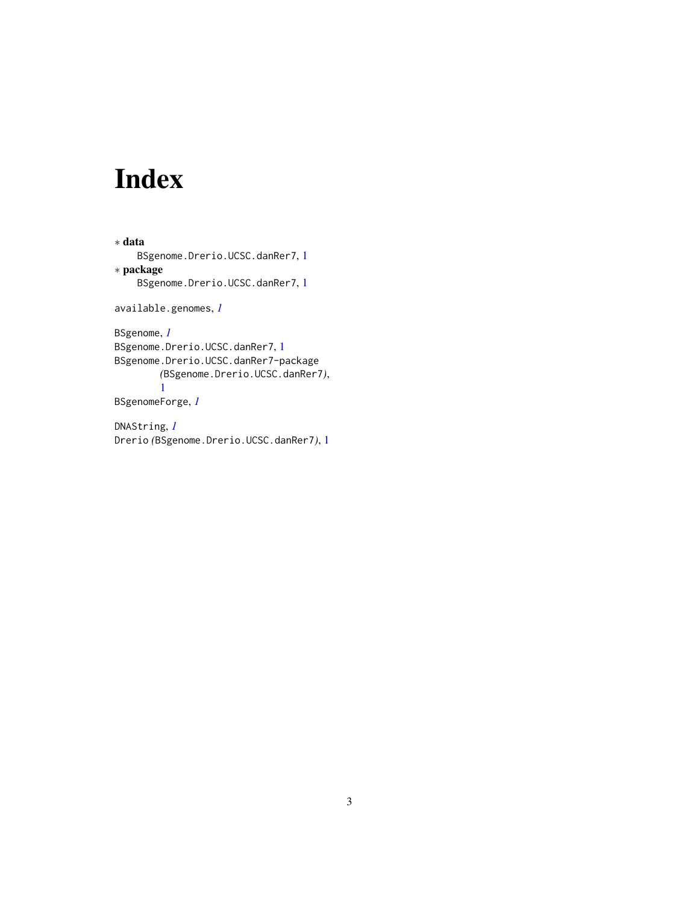# Index

∗ **data**
  BSgenome.Drerio.UCSC.danRer7, 1
∗ **package**
  BSgenome.Drerio.UCSC.danRer7, 1

available.genomes, *1*

BSgenome, *1*
BSgenome.Drerio.UCSC.danRer7, 1
BSgenome.Drerio.UCSC.danRer7-package
  (BSgenome.Drerio.UCSC.danRer7),
  1
BSgenomeForge, *1*

DNAString, *1*
Drerio (BSgenome.Drerio.UCSC.danRer7), 1